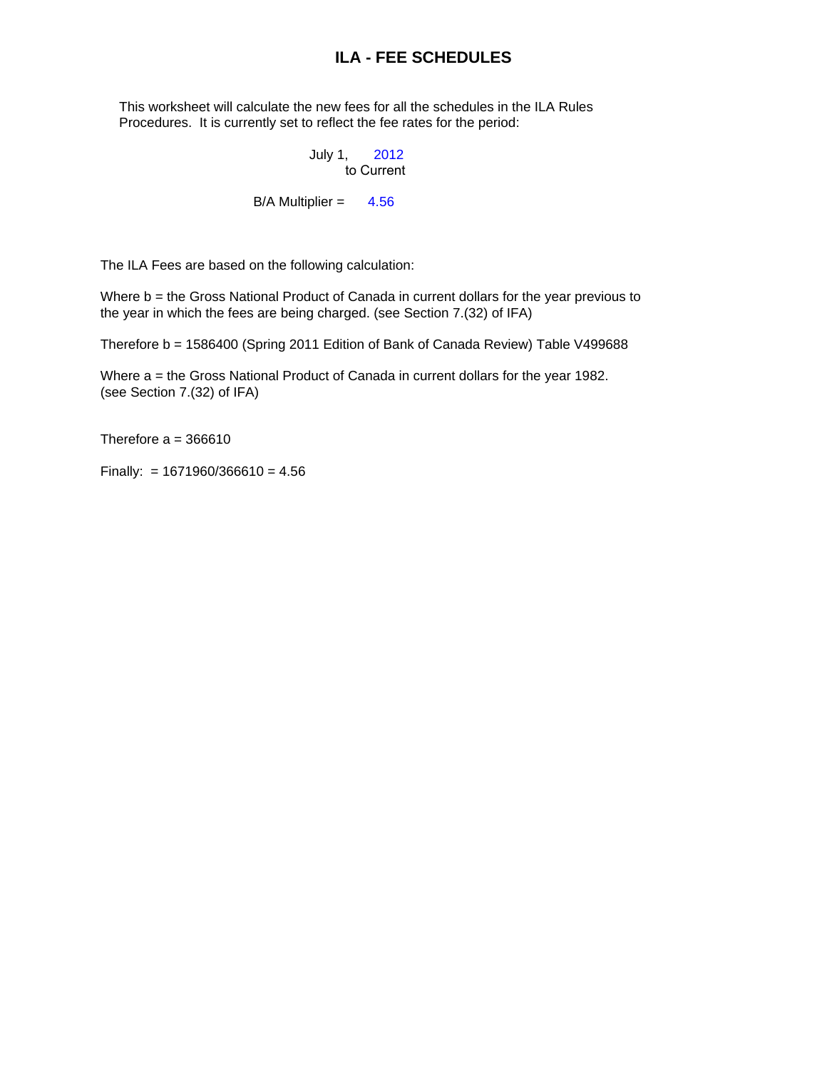# ILA - FEE SCHEDULES

This worksheet will calculate the new fees for all the schedules in the ILA Rules Procedures. It is currently set to reflect the fee rates for the period:

July 1, 2012
to Current

B/A Multiplier = 4.56

The ILA Fees are based on the following calculation:

Where b = the Gross National Product of Canada in current dollars for the year previous to the year in which the fees are being charged. (see Section 7.(32) of IFA)

Therefore b = 1586400 (Spring 2011 Edition of Bank of Canada Review) Table V499688

Where a = the Gross National Product of Canada in current dollars for the year 1982. (see Section 7.(32) of IFA)

Therefore a = 366610

Finally: = 1671960/366610 = 4.56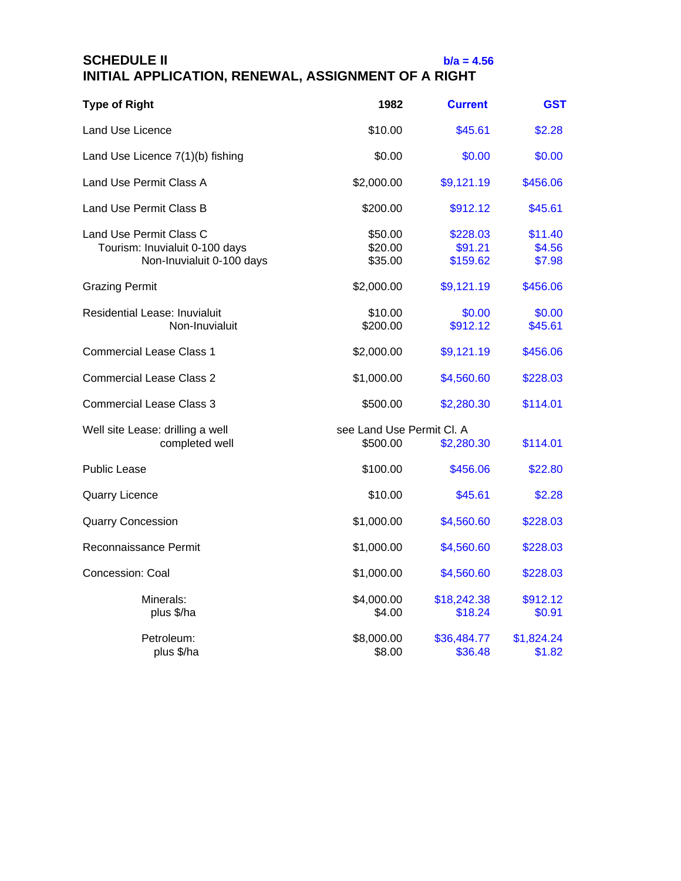**SCHEDULE II** **b/a = 4.56**

**INITIAL APPLICATION, RENEWAL, ASSIGNMENT OF A RIGHT**

| Type of Right | 1982 | Current | GST |
|---|---|---|---|
| Land Use Licence | $10.00 | $45.61 | $2.28 |
| Land Use Licence 7(1)(b) fishing | $0.00 | $0.00 | $0.00 |
| Land Use Permit Class A | $2,000.00 | $9,121.19 | $456.06 |
| Land Use Permit Class B | $200.00 | $912.12 | $45.61 |
| Land Use Permit Class C | $50.00 | $228.03 | $11.40 |
| Tourism: Inuvialuit 0-100 days | $20.00 | $91.21 | $4.56 |
| Non-Inuvialuit 0-100 days | $35.00 | $159.62 | $7.98 |
| Grazing Permit | $2,000.00 | $9,121.19 | $456.06 |
| Residential Lease: Inuvialuit | $10.00 | $0.00 | $0.00 |
| Non-Inuvialuit | $200.00 | $912.12 | $45.61 |
| Commercial Lease Class 1 | $2,000.00 | $9,121.19 | $456.06 |
| Commercial Lease Class 2 | $1,000.00 | $4,560.60 | $228.03 |
| Commercial Lease Class 3 | $500.00 | $2,280.30 | $114.01 |
| Well site Lease: drilling a well | see Land Use Permit Cl. A | | |
| completed well | $500.00 | $2,280.30 | $114.01 |
| Public Lease | $100.00 | $456.06 | $22.80 |
| Quarry Licence | $10.00 | $45.61 | $2.28 |
| Quarry Concession | $1,000.00 | $4,560.60 | $228.03 |
| Reconnaissance Permit | $1,000.00 | $4,560.60 | $228.03 |
| Concession: Coal | $1,000.00 | $4,560.60 | $228.03 |
| Minerals: | $4,000.00 | $18,242.38 | $912.12 |
| plus $/ha | $4.00 | $18.24 | $0.91 |
| Petroleum: | $8,000.00 | $36,484.77 | $1,824.24 |
| plus $/ha | $8.00 | $36.48 | $1.82 |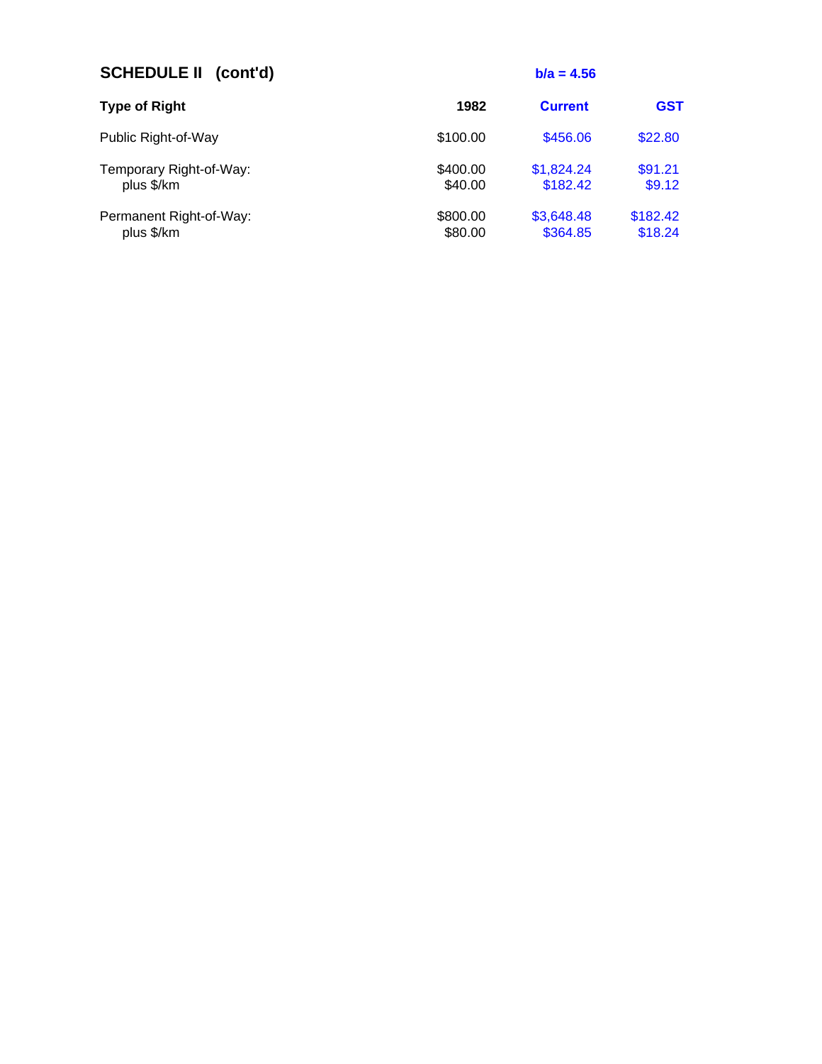## SCHEDULE II (cont'd)

**b/a = 4.56**

| **Type of Right** | **1982** | **Current** | **GST** |
|---|---|---|---|
| Public Right-of-Way | $100.00 | $456.06 | $22.80 |
| Temporary Right-of-Way: | $400.00 | $1,824.24 | $91.21 |
| plus $/km | $40.00 | $182.42 | $9.12 |
| Permanent Right-of-Way: | $800.00 | $3,648.48 | $182.42 |
| plus $/km | $80.00 | $364.85 | $18.24 |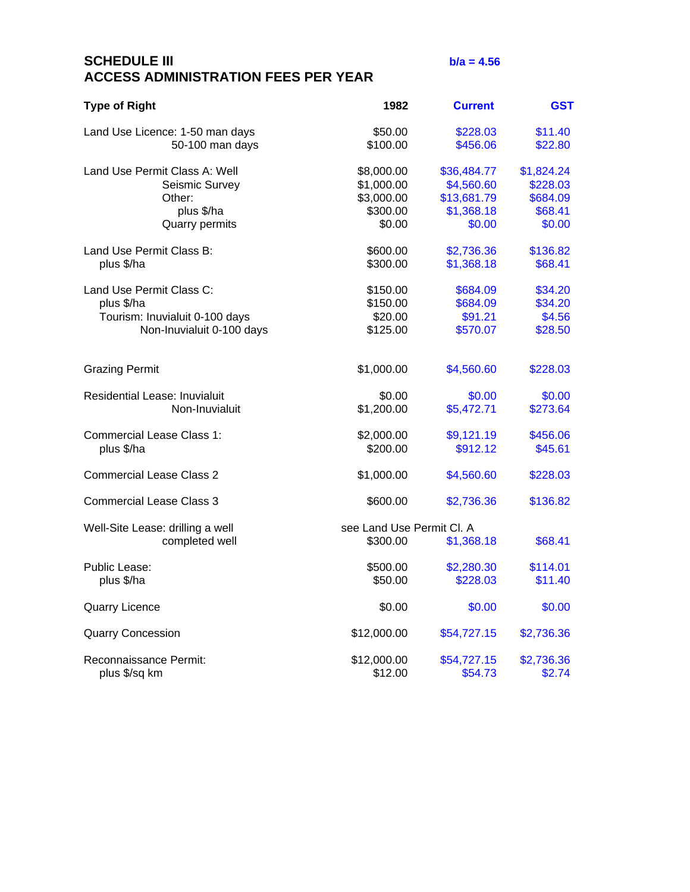## SCHEDULE III
## ACCESS ADMINISTRATION FEES PER YEAR

**b/a = 4.56**

| Type of Right | 1982 | Current | GST |
|---|---|---|---|
| Land Use Licence: 1-50 man days | $50.00 | $228.03 | $11.40 |
| 50-100 man days | $100.00 | $456.06 | $22.80 |
| Land Use Permit Class A: Well | $8,000.00 | $36,484.77 | $1,824.24 |
| Seismic Survey | $1,000.00 | $4,560.60 | $228.03 |
| Other: | $3,000.00 | $13,681.79 | $684.09 |
| plus $/ha | $300.00 | $1,368.18 | $68.41 |
| Quarry permits | $0.00 | $0.00 | $0.00 |
| Land Use Permit Class B: | $600.00 | $2,736.36 | $136.82 |
| plus $/ha | $300.00 | $1,368.18 | $68.41 |
| Land Use Permit Class C: | $150.00 | $684.09 | $34.20 |
| plus $/ha | $150.00 | $684.09 | $34.20 |
| Tourism: Inuvialuit 0-100 days | $20.00 | $91.21 | $4.56 |
| Non-Inuvialuit 0-100 days | $125.00 | $570.07 | $28.50 |
| Grazing Permit | $1,000.00 | $4,560.60 | $228.03 |
| Residential Lease: Inuvialuit | $0.00 | $0.00 | $0.00 |
| Non-Inuvialuit | $1,200.00 | $5,472.71 | $273.64 |
| Commercial Lease Class 1: | $2,000.00 | $9,121.19 | $456.06 |
| plus $/ha | $200.00 | $912.12 | $45.61 |
| Commercial Lease Class 2 | $1,000.00 | $4,560.60 | $228.03 |
| Commercial Lease Class 3 | $600.00 | $2,736.36 | $136.82 |
| Well-Site Lease: drilling a well | see Land Use Permit Cl. A | | |
| completed well | $300.00 | $1,368.18 | $68.41 |
| Public Lease: | $500.00 | $2,280.30 | $114.01 |
| plus $/ha | $50.00 | $228.03 | $11.40 |
| Quarry Licence | $0.00 | $0.00 | $0.00 |
| Quarry Concession | $12,000.00 | $54,727.15 | $2,736.36 |
| Reconnaissance Permit: | $12,000.00 | $54,727.15 | $2,736.36 |
| plus $/sq km | $12.00 | $54.73 | $2.74 |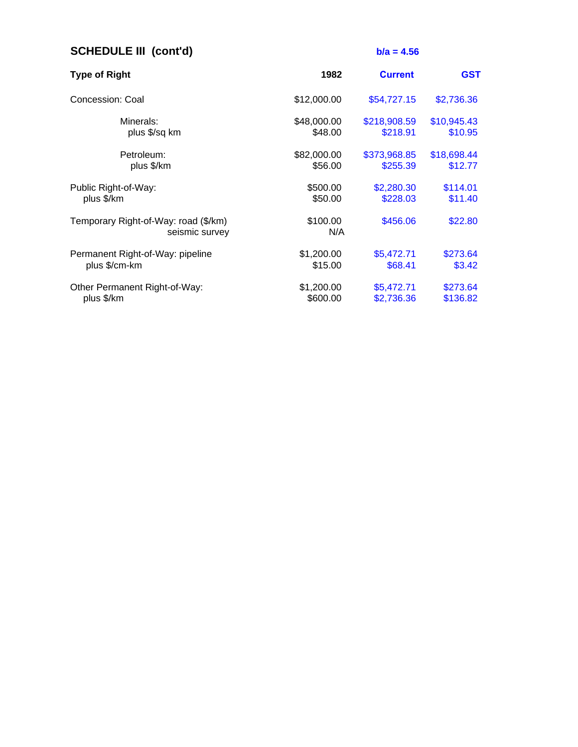## SCHEDULE III (cont'd)

**b/a = 4.56**

| Type of Right | 1982 | Current | GST |
|---|---|---|---|
| Concession: Coal | $12,000.00 | $54,727.15 | $2,736.36 |
| Minerals: | $48,000.00 | $218,908.59 | $10,945.43 |
| plus $/sq km | $48.00 | $218.91 | $10.95 |
| Petroleum: | $82,000.00 | $373,968.85 | $18,698.44 |
| plus $/km | $56.00 | $255.39 | $12.77 |
| Public Right-of-Way: | $500.00 | $2,280.30 | $114.01 |
| plus $/km | $50.00 | $228.03 | $11.40 |
| Temporary Right-of-Way: road ($/km) | $100.00 | $456.06 | $22.80 |
| seismic survey | N/A | | |
| Permanent Right-of-Way: pipeline | $1,200.00 | $5,472.71 | $273.64 |
| plus $/cm-km | $15.00 | $68.41 | $3.42 |
| Other Permanent Right-of-Way: | $1,200.00 | $5,472.71 | $273.64 |
| plus $/km | $600.00 | $2,736.36 | $136.82 |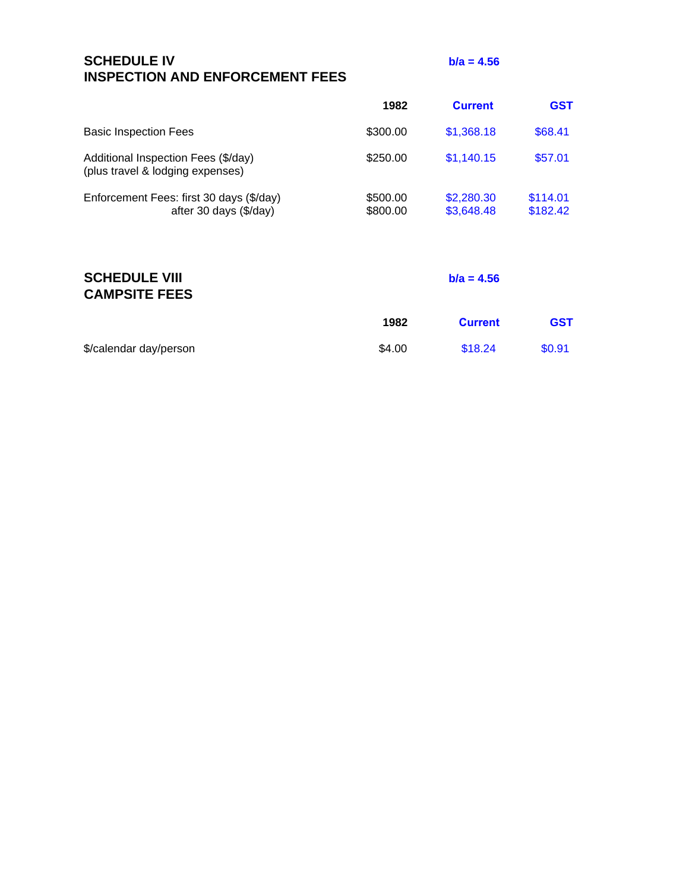## SCHEDULE IV
## INSPECTION AND ENFORCEMENT FEES

**b/a = 4.56**

| | 1982 | Current | GST |
|---|---|---|---|
| Basic Inspection Fees | $300.00 | $1,368.18 | $68.41 |
| Additional Inspection Fees ($/day) (plus travel & lodging expenses) | $250.00 | $1,140.15 | $57.01 |
| Enforcement Fees: first 30 days ($/day) | $500.00 | $2,280.30 | $114.01 |
| after 30 days ($/day) | $800.00 | $3,648.48 | $182.42 |

## SCHEDULE VIII
## CAMPSITE FEES

**b/a = 4.56**

| | 1982 | Current | GST |
|---|---|---|---|
| $/calendar day/person | $4.00 | $18.24 | $0.91 |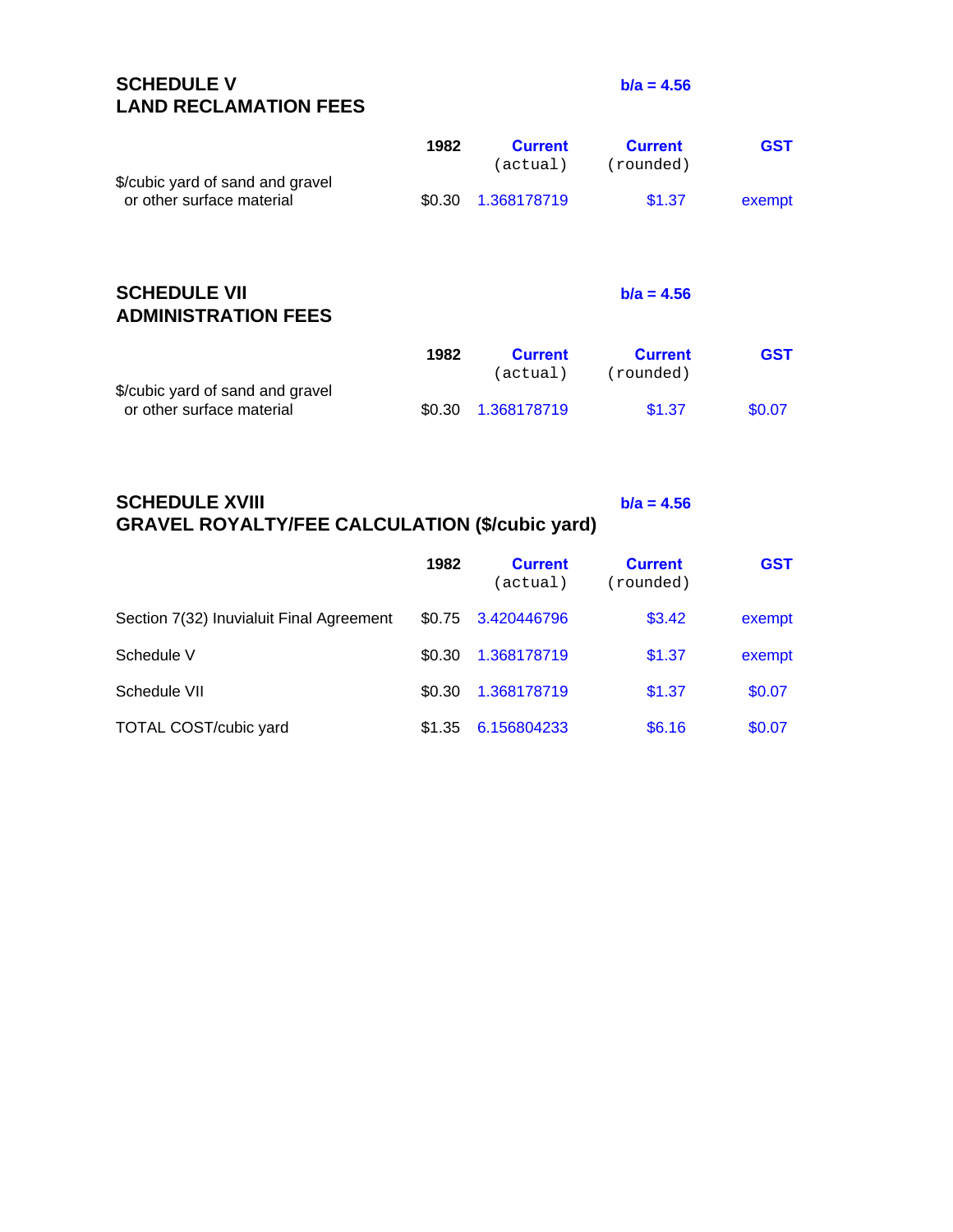## SCHEDULE V
## LAND RECLAMATION FEES

**b/a = 4.56**

| | 1982 | Current (actual) | Current (rounded) | GST |
|---|---|---|---|---|
| $/cubic yard of sand and gravel or other surface material | $0.30 | 1.368178719 | $1.37 | exempt |

## SCHEDULE VII
## ADMINISTRATION FEES

**b/a = 4.56**

| | 1982 | Current (actual) | Current (rounded) | GST |
|---|---|---|---|---|
| $/cubic yard of sand and gravel or other surface material | $0.30 | 1.368178719 | $1.37 | $0.07 |

## SCHEDULE XVIII
## GRAVEL ROYALTY/FEE CALCULATION ($/cubic yard)

**b/a = 4.56**

| | 1982 | Current (actual) | Current (rounded) | GST |
|---|---|---|---|---|
| Section 7(32) Inuvialuit Final Agreement | $0.75 | 3.420446796 | $3.42 | exempt |
| Schedule V | $0.30 | 1.368178719 | $1.37 | exempt |
| Schedule VII | $0.30 | 1.368178719 | $1.37 | $0.07 |
| TOTAL COST/cubic yard | $1.35 | 6.156804233 | $6.16 | $0.07 |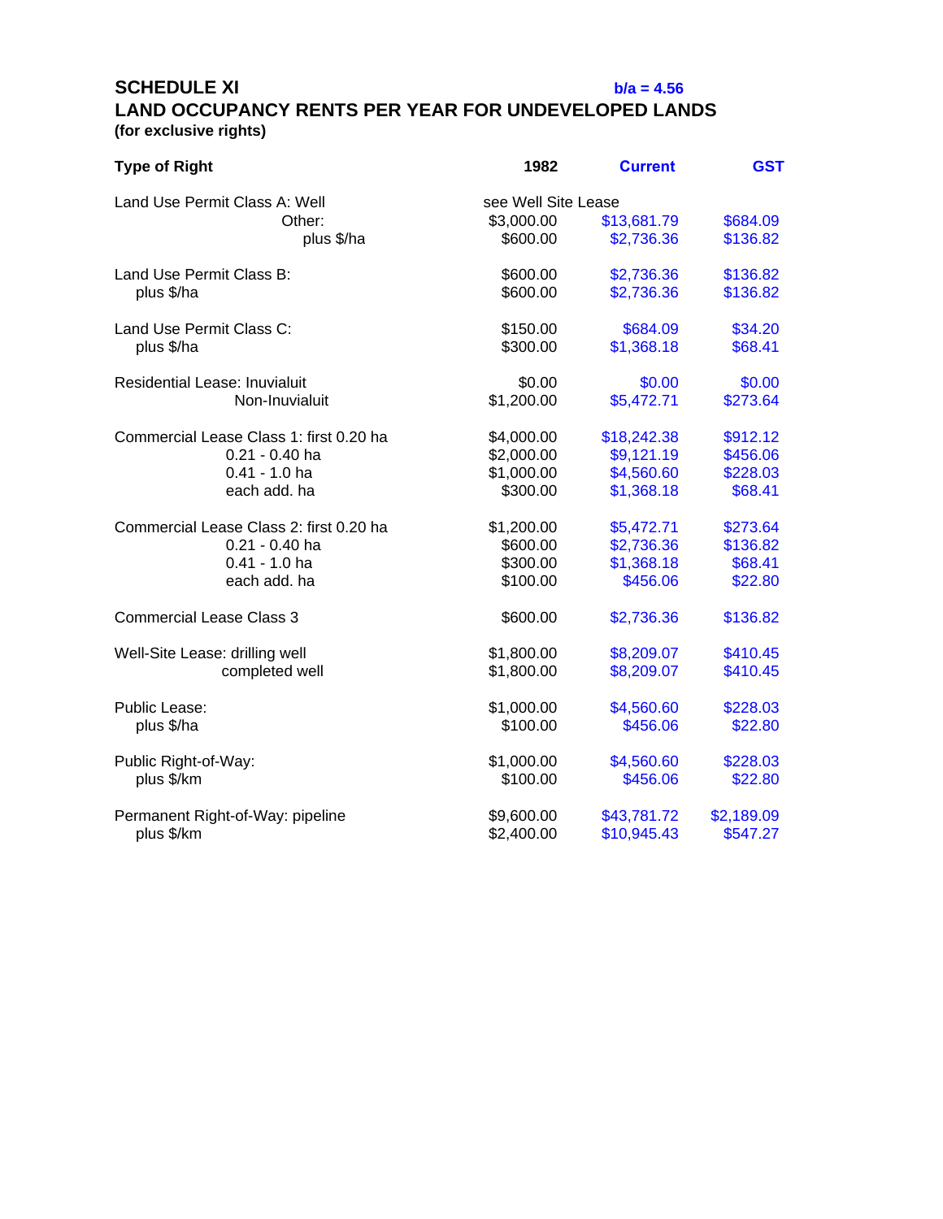## SCHEDULE XI

**b/a = 4.56**

## LAND OCCUPANCY RENTS PER YEAR FOR UNDEVELOPED LANDS

**(for exclusive rights)**

| Type of Right | 1982 | Current | GST |
|---|---|---|---|
| Land Use Permit Class A: Well | see Well Site Lease | | |
| Other: | $3,000.00 | $13,681.79 | $684.09 |
| plus $/ha | $600.00 | $2,736.36 | $136.82 |
| Land Use Permit Class B: | $600.00 | $2,736.36 | $136.82 |
| plus $/ha | $600.00 | $2,736.36 | $136.82 |
| Land Use Permit Class C: | $150.00 | $684.09 | $34.20 |
| plus $/ha | $300.00 | $1,368.18 | $68.41 |
| Residential Lease: Inuvialuit | $0.00 | $0.00 | $0.00 |
| Non-Inuvialuit | $1,200.00 | $5,472.71 | $273.64 |
| Commercial Lease Class 1: first 0.20 ha | $4,000.00 | $18,242.38 | $912.12 |
| 0.21 - 0.40 ha | $2,000.00 | $9,121.19 | $456.06 |
| 0.41 - 1.0 ha | $1,000.00 | $4,560.60 | $228.03 |
| each add. ha | $300.00 | $1,368.18 | $68.41 |
| Commercial Lease Class 2: first 0.20 ha | $1,200.00 | $5,472.71 | $273.64 |
| 0.21 - 0.40 ha | $600.00 | $2,736.36 | $136.82 |
| 0.41 - 1.0 ha | $300.00 | $1,368.18 | $68.41 |
| each add. ha | $100.00 | $456.06 | $22.80 |
| Commercial Lease Class 3 | $600.00 | $2,736.36 | $136.82 |
| Well-Site Lease: drilling well | $1,800.00 | $8,209.07 | $410.45 |
| completed well | $1,800.00 | $8,209.07 | $410.45 |
| Public Lease: | $1,000.00 | $4,560.60 | $228.03 |
| plus $/ha | $100.00 | $456.06 | $22.80 |
| Public Right-of-Way: | $1,000.00 | $4,560.60 | $228.03 |
| plus $/km | $100.00 | $456.06 | $22.80 |
| Permanent Right-of-Way: pipeline | $9,600.00 | $43,781.72 | $2,189.09 |
| plus $/km | $2,400.00 | $10,945.43 | $547.27 |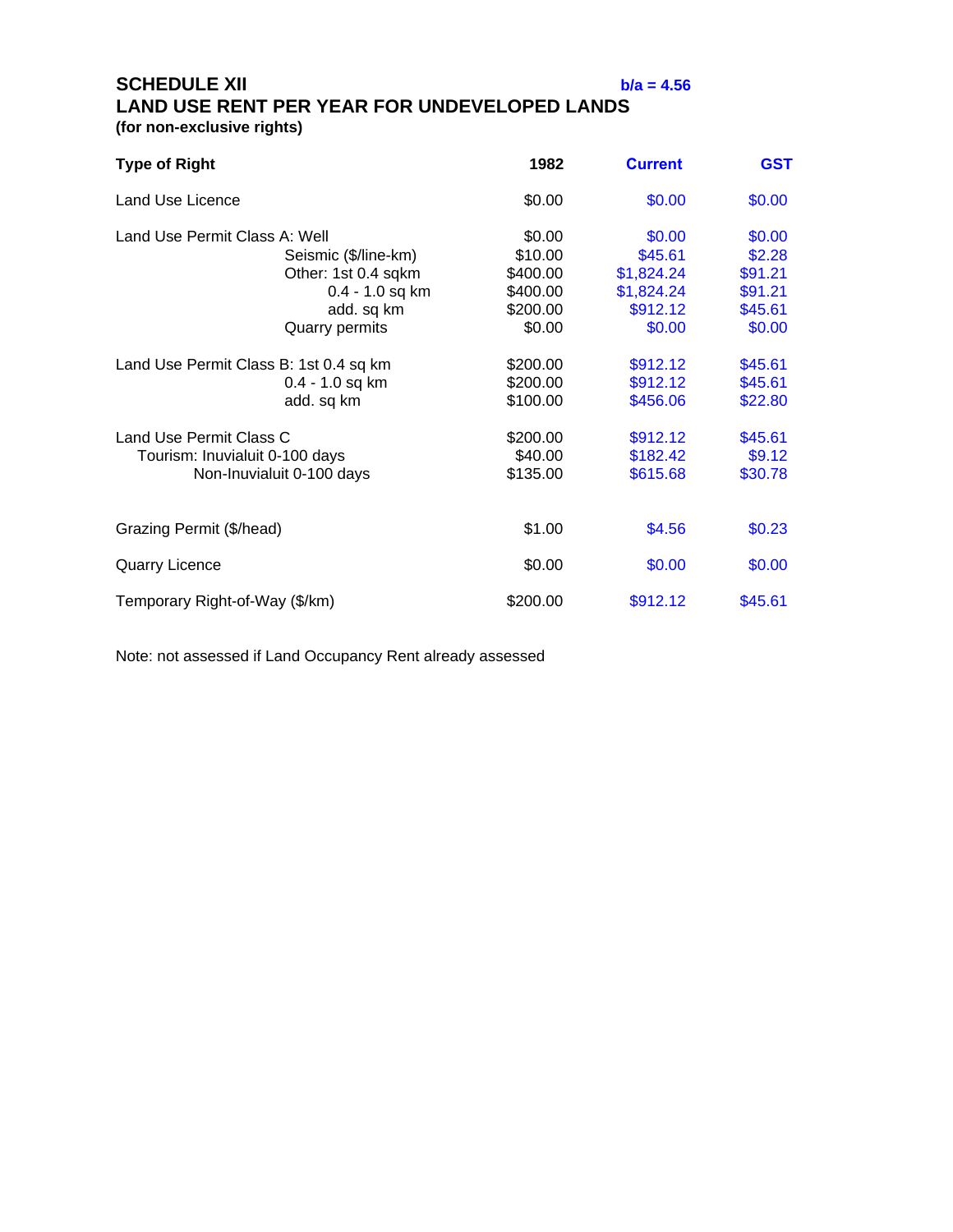# SCHEDULE XII

**b/a = 4.56**

## LAND USE RENT PER YEAR FOR UNDEVELOPED LANDS

**(for non-exclusive rights)**

| Type of Right | 1982 | Current | GST |
|---|---|---|---|
| Land Use Licence | $0.00 | $0.00 | $0.00 |
| Land Use Permit Class A: Well | $0.00 | $0.00 | $0.00 |
| Seismic ($/line-km) | $10.00 | $45.61 | $2.28 |
| Other: 1st 0.4 sqkm | $400.00 | $1,824.24 | $91.21 |
| 0.4 - 1.0 sq km | $400.00 | $1,824.24 | $91.21 |
| add. sq km | $200.00 | $912.12 | $45.61 |
| Quarry permits | $0.00 | $0.00 | $0.00 |
| Land Use Permit Class B: 1st 0.4 sq km | $200.00 | $912.12 | $45.61 |
| 0.4 - 1.0 sq km | $200.00 | $912.12 | $45.61 |
| add. sq km | $100.00 | $456.06 | $22.80 |
| Land Use Permit Class C | $200.00 | $912.12 | $45.61 |
| Tourism: Inuvialuit 0-100 days | $40.00 | $182.42 | $9.12 |
| Non-Inuvialuit 0-100 days | $135.00 | $615.68 | $30.78 |
| Grazing Permit ($/head) | $1.00 | $4.56 | $0.23 |
| Quarry Licence | $0.00 | $0.00 | $0.00 |
| Temporary Right-of-Way ($/km) | $200.00 | $912.12 | $45.61 |

Note: not assessed if Land Occupancy Rent already assessed